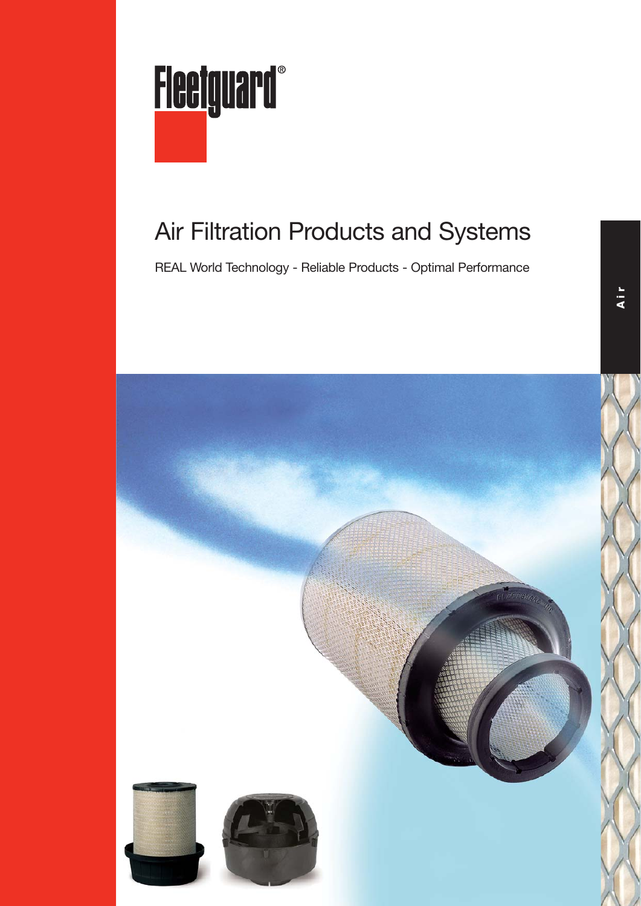# Fleetguard®

## Air Filtration Products and Systems

REAL World Technology - Reliable Products - Optimal Performance

Air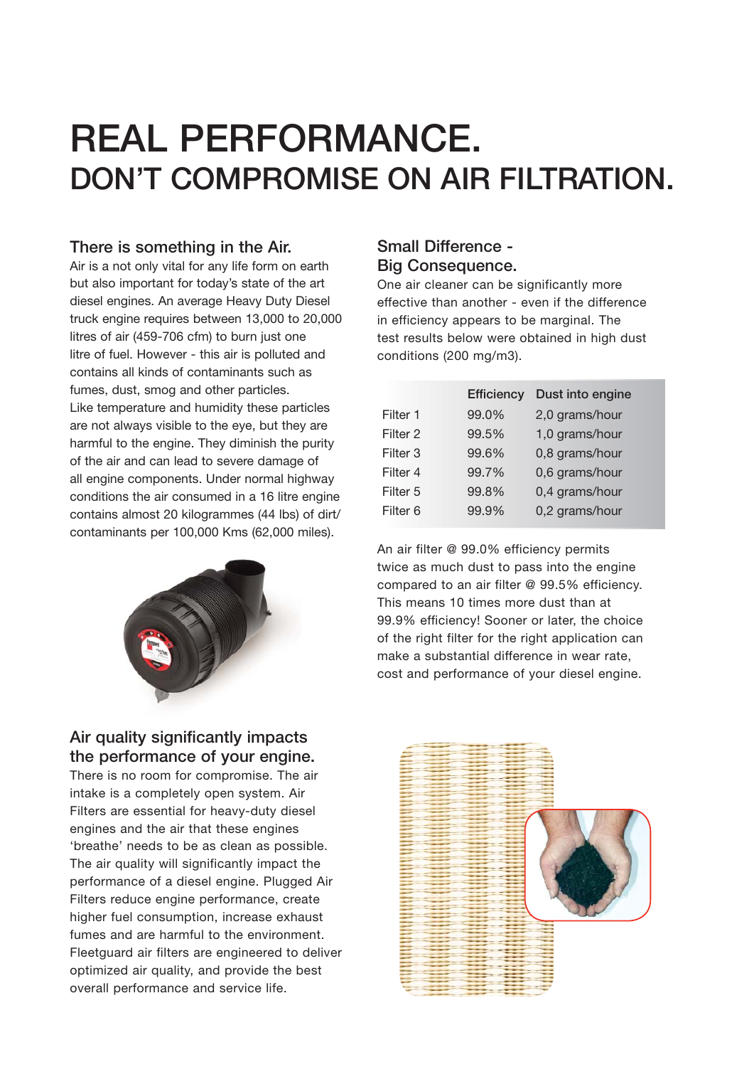# REAL PERFORMANCE.

## DON'T COMPROMISE ON AIR FILTRATION.

### There is something in the Air.

Air is a not only vital for any life form on earth but also important for today's state of the art diesel engines. An average Heavy Duty Diesel truck engine requires between 13,000 to 20,000 litres of air (459-706 cfm) to burn just one litre of fuel. However - this air is polluted and contains all kinds of contaminants such as fumes, dust, smog and other particles. Like temperature and humidity these particles are not always visible to the eye, but they are harmful to the engine. They diminish the purity of the air and can lead to severe damage of all engine components. Under normal highway conditions the air consumed in a 16 litre engine contains almost 20 kilogrammes (44 lbs) of dirt/ contaminants per 100,000 Kms (62,000 miles).

### Air quality significantly impacts the performance of your engine.

There is no room for compromise. The air intake is a completely open system. Air Filters are essential for heavy-duty diesel engines and the air that these engines 'breathe' needs to be as clean as possible. The air quality will significantly impact the performance of a diesel engine. Plugged Air Filters reduce engine performance, create higher fuel consumption, increase exhaust fumes and are harmful to the environment. Fleetguard air filters are engineered to deliver optimized air quality, and provide the best overall performance and service life.

### Small Difference - Big Consequence.

One air cleaner can be significantly more effective than another - even if the difference in efficiency appears to be marginal. The test results below were obtained in high dust conditions (200 mg/m3).

| | Efficiency | Dust into engine |
|---|---|---|
| Filter 1 | 99.0% | 2,0 grams/hour |
| Filter 2 | 99.5% | 1,0 grams/hour |
| Filter 3 | 99.6% | 0,8 grams/hour |
| Filter 4 | 99.7% | 0,6 grams/hour |
| Filter 5 | 99.8% | 0,4 grams/hour |
| Filter 6 | 99.9% | 0,2 grams/hour |

An air filter @ 99.0% efficiency permits twice as much dust to pass into the engine compared to an air filter @ 99.5% efficiency. This means 10 times more dust than at 99.9% efficiency! Sooner or later, the choice of the right filter for the right application can make a substantial difference in wear rate, cost and performance of your diesel engine.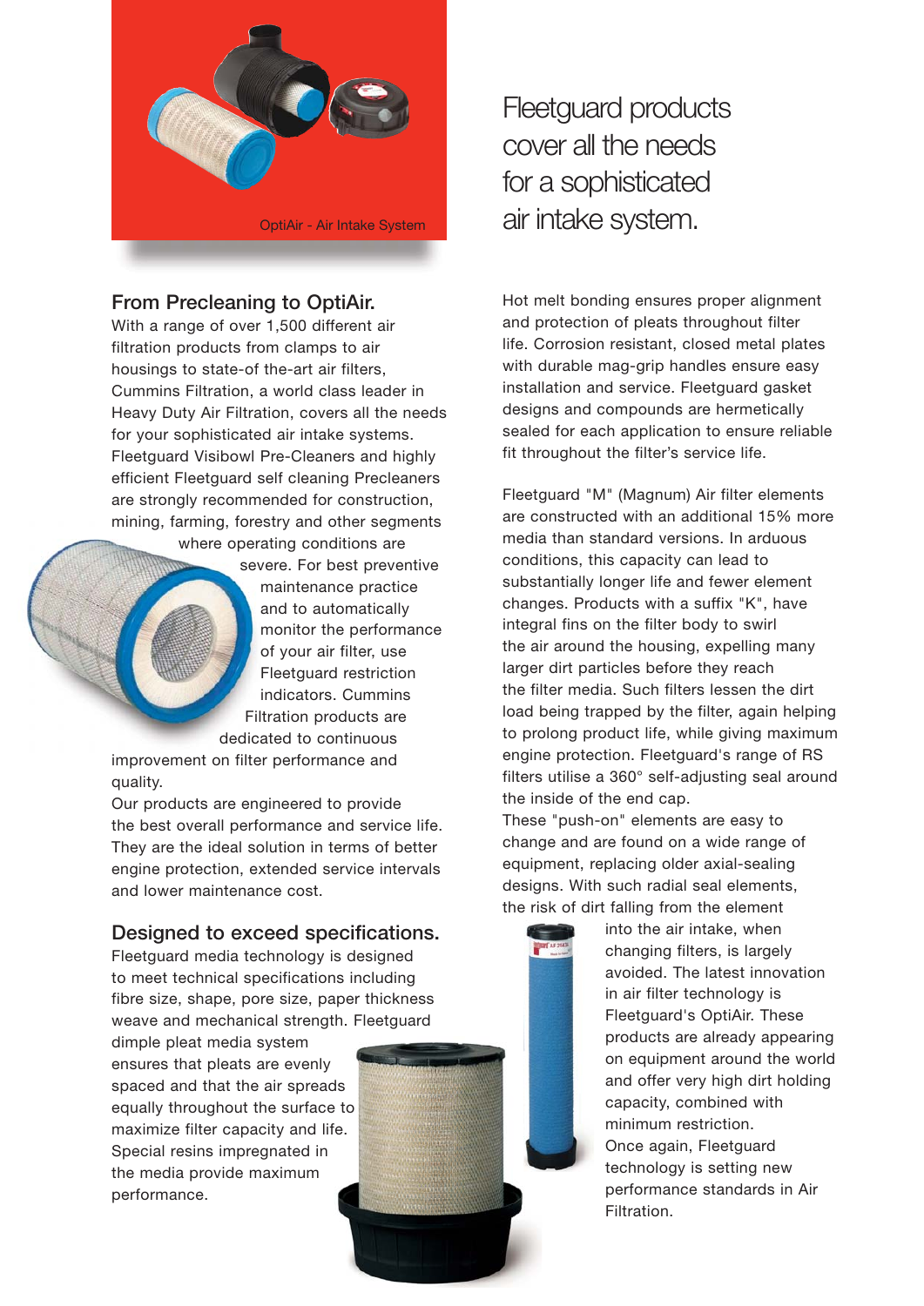OptiAir - Air Intake System

# Fleetguard products cover all the needs for a sophisticated air intake system.

## From Precleaning to OptiAir.

With a range of over 1,500 different air filtration products from clamps to air housings to state-of-the-art air filters, Cummins Filtration, a world class leader in Heavy Duty Air Filtration, covers all the needs for your sophisticated air intake systems. Fleetguard Visibowl Pre-Cleaners and highly efficient Fleetguard self cleaning Precleaners are strongly recommended for construction, mining, farming, forestry and other segments where operating conditions are severe. For best preventive maintenance practice and to automatically monitor the performance of your air filter, use Fleetguard restriction indicators. Cummins Filtration products are dedicated to continuous improvement on filter performance and quality.

Our products are engineered to provide the best overall performance and service life. They are the ideal solution in terms of better engine protection, extended service intervals and lower maintenance cost.

## Designed to exceed specifications.

Fleetguard media technology is designed to meet technical specifications including fibre size, shape, pore size, paper thickness weave and mechanical strength. Fleetguard dimple pleat media system ensures that pleats are evenly spaced and that the air spreads equally throughout the surface to maximize filter capacity and life. Special resins impregnated in the media provide maximum performance.

Hot melt bonding ensures proper alignment and protection of pleats throughout filter life. Corrosion resistant, closed metal plates with durable mag-grip handles ensure easy installation and service. Fleetguard gasket designs and compounds are hermetically sealed for each application to ensure reliable fit throughout the filter's service life.

Fleetguard "M" (Magnum) Air filter elements are constructed with an additional 15% more media than standard versions. In arduous conditions, this capacity can lead to substantially longer life and fewer element changes. Products with a suffix "K", have integral fins on the filter body to swirl the air around the housing, expelling many larger dirt particles before they reach the filter media. Such filters lessen the dirt load being trapped by the filter, again helping to prolong product life, while giving maximum engine protection. Fleetguard's range of RS filters utilise a 360° self-adjusting seal around the inside of the end cap.

These "push-on" elements are easy to change and are found on a wide range of equipment, replacing older axial-sealing designs. With such radial seal elements, the risk of dirt falling from the element into the air intake, when changing filters, is largely avoided. The latest innovation in air filter technology is Fleetguard's OptiAir. These products are already appearing on equipment around the world and offer very high dirt holding capacity, combined with minimum restriction.

Once again, Fleetguard technology is setting new performance standards in Air Filtration.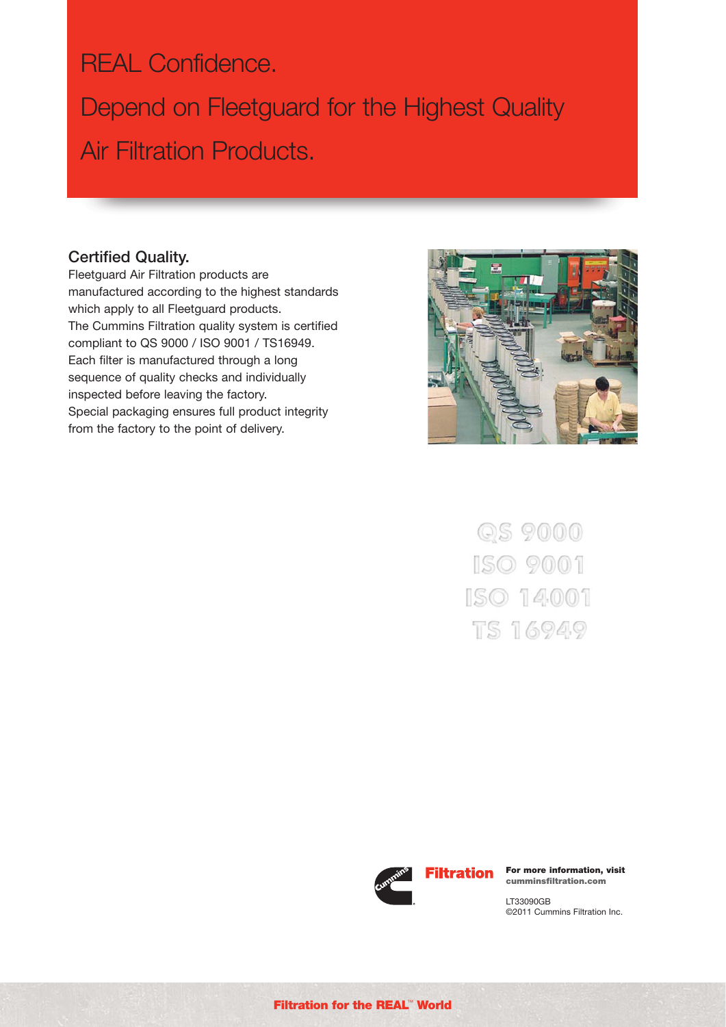# REAL Confidence.

# Depend on Fleetguard for the Highest Quality Air Filtration Products.

## Certified Quality.

Fleetguard Air Filtration products are manufactured according to the highest standards which apply to all Fleetguard products.
The Cummins Filtration quality system is certified compliant to QS 9000 / ISO 9001 / TS16949.
Each filter is manufactured through a long sequence of quality checks and individually inspected before leaving the factory.
Special packaging ensures full product integrity from the factory to the point of delivery.

QS 9000
ISO 9001
ISO 14001
TS 16949

Cummins Filtration

**For more information, visit cumminsfiltration.com**

LT33090GB
©2011 Cummins Filtration Inc.

**Filtration for the REAL™ World**